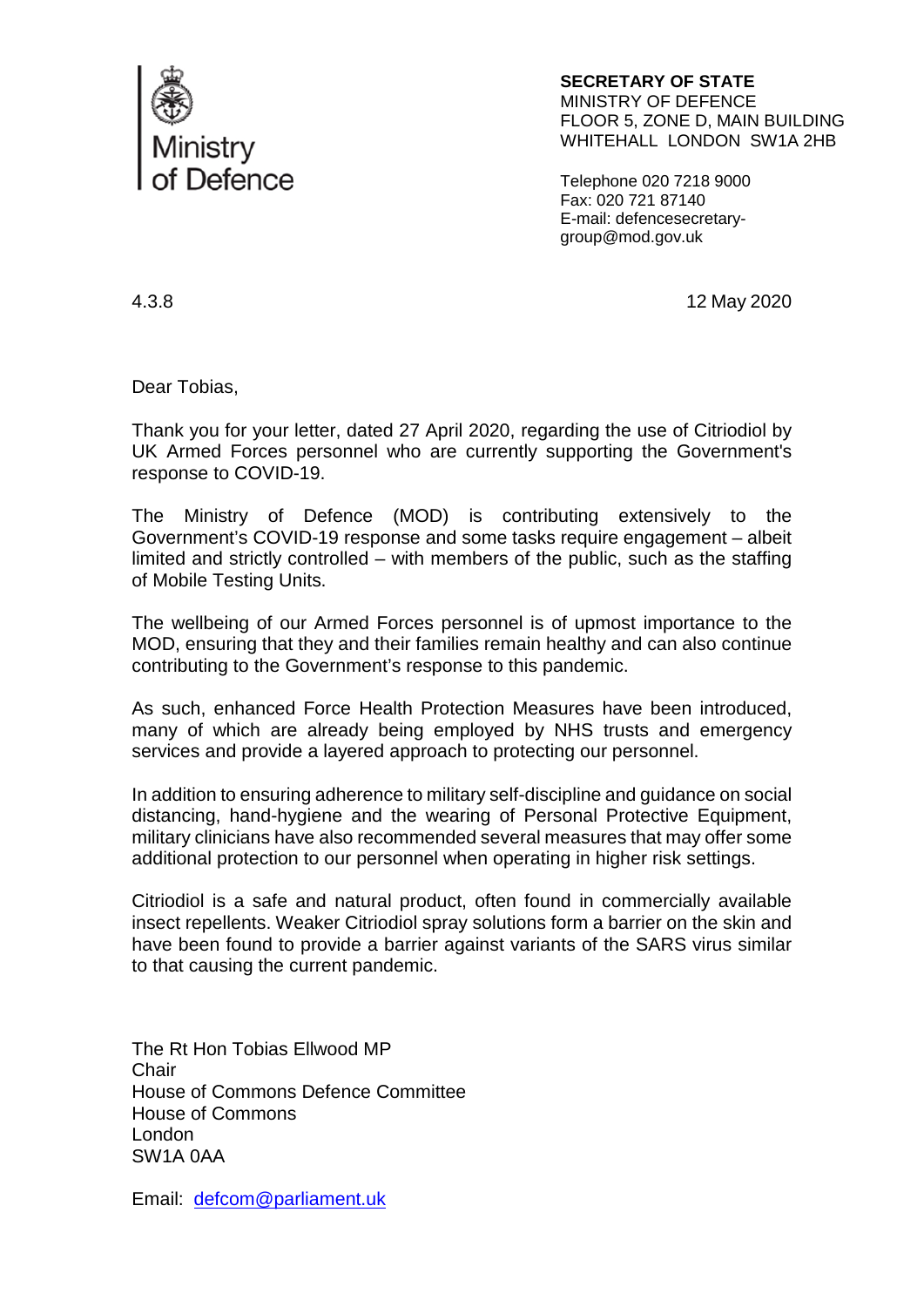Ministry of Defence

**SECRETARY OF STATE**
MINISTRY OF DEFENCE
FLOOR 5, ZONE D, MAIN BUILDING
WHITEHALL LONDON SW1A 2HB

Telephone 020 7218 9000
Fax: 020 721 87140
E-mail: defencesecretary-group@mod.gov.uk

4.3.8

12 May 2020

Dear Tobias,

Thank you for your letter, dated 27 April 2020, regarding the use of Citriodiol by UK Armed Forces personnel who are currently supporting the Government's response to COVID-19.

The Ministry of Defence (MOD) is contributing extensively to the Government's COVID-19 response and some tasks require engagement – albeit limited and strictly controlled – with members of the public, such as the staffing of Mobile Testing Units.

The wellbeing of our Armed Forces personnel is of upmost importance to the MOD, ensuring that they and their families remain healthy and can also continue contributing to the Government's response to this pandemic.

As such, enhanced Force Health Protection Measures have been introduced, many of which are already being employed by NHS trusts and emergency services and provide a layered approach to protecting our personnel.

In addition to ensuring adherence to military self-discipline and guidance on social distancing, hand-hygiene and the wearing of Personal Protective Equipment, military clinicians have also recommended several measures that may offer some additional protection to our personnel when operating in higher risk settings.

Citriodiol is a safe and natural product, often found in commercially available insect repellents. Weaker Citriodiol spray solutions form a barrier on the skin and have been found to provide a barrier against variants of the SARS virus similar to that causing the current pandemic.

The Rt Hon Tobias Ellwood MP
Chair
House of Commons Defence Committee
House of Commons
London
SW1A 0AA

Email: defcom@parliament.uk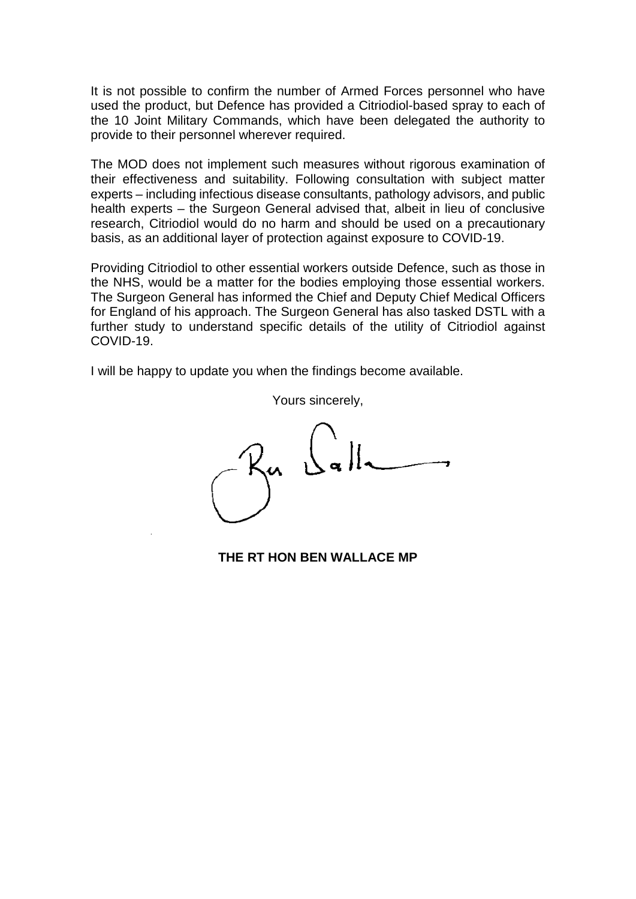It is not possible to confirm the number of Armed Forces personnel who have used the product, but Defence has provided a Citriodiol-based spray to each of the 10 Joint Military Commands, which have been delegated the authority to provide to their personnel wherever required.

The MOD does not implement such measures without rigorous examination of their effectiveness and suitability. Following consultation with subject matter experts – including infectious disease consultants, pathology advisors, and public health experts – the Surgeon General advised that, albeit in lieu of conclusive research, Citriodiol would do no harm and should be used on a precautionary basis, as an additional layer of protection against exposure to COVID-19.

Providing Citriodiol to other essential workers outside Defence, such as those in the NHS, would be a matter for the bodies employing those essential workers. The Surgeon General has informed the Chief and Deputy Chief Medical Officers for England of his approach. The Surgeon General has also tasked DSTL with a further study to understand specific details of the utility of Citriodiol against COVID-19.

I will be happy to update you when the findings become available.

Yours sincerely,

**THE RT HON BEN WALLACE MP**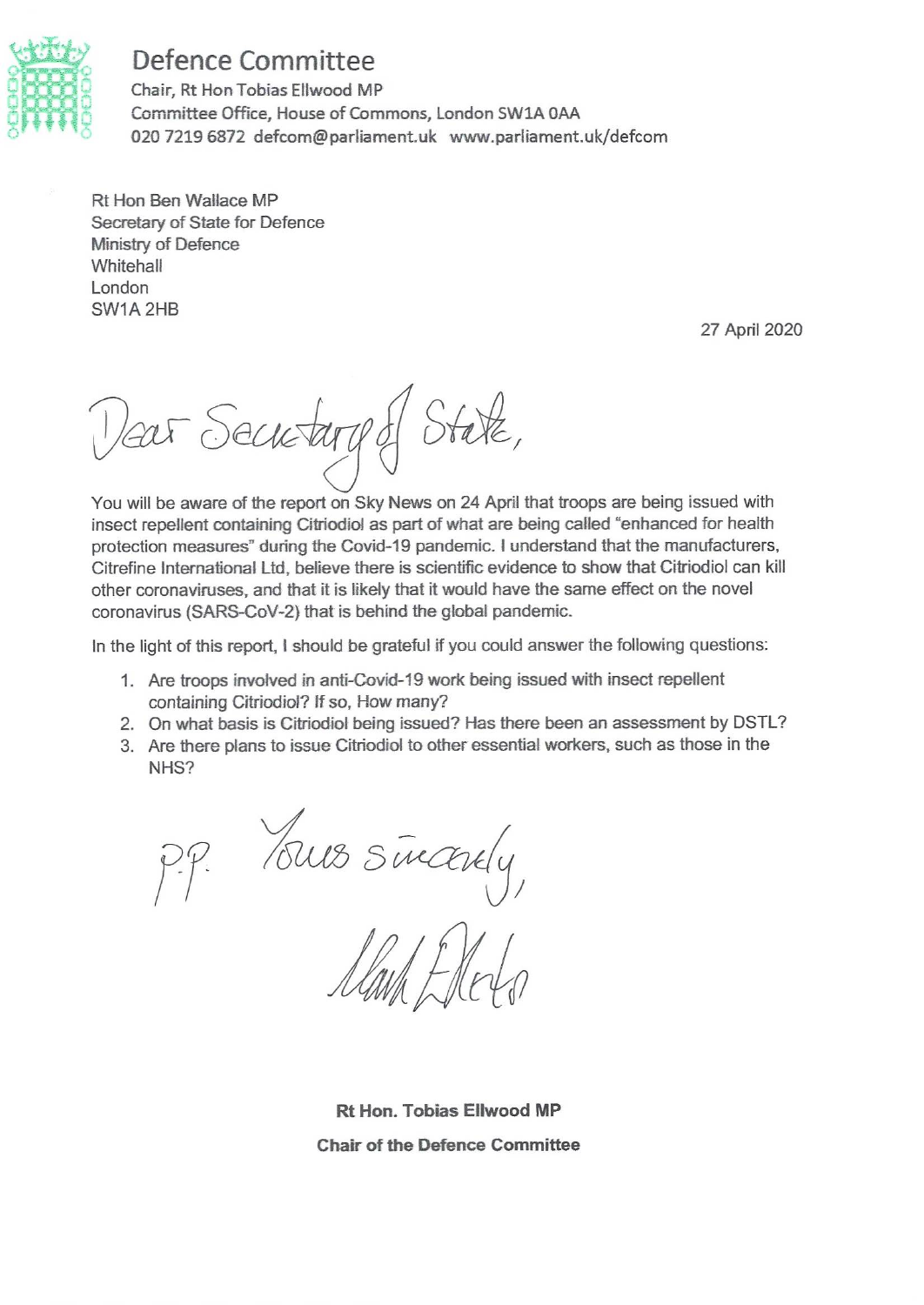# Defence Committee

Chair, Rt Hon Tobias Ellwood MP
Committee Office, House of Commons, London SW1A 0AA
020 7219 6872 defcom@parliament.uk www.parliament.uk/defcom

Rt Hon Ben Wallace MP
Secretary of State for Defence
Ministry of Defence
Whitehall
London
SW1A 2HB

27 April 2020

Dear Secretary of State,

You will be aware of the report on Sky News on 24 April that troops are being issued with insect repellent containing Citriodiol as part of what are being called "enhanced for health protection measures" during the Covid-19 pandemic. I understand that the manufacturers, Citrefine International Ltd, believe there is scientific evidence to show that Citriodiol can kill other coronaviruses, and that it is likely that it would have the same effect on the novel coronavirus (SARS-CoV-2) that is behind the global pandemic.

In the light of this report, I should be grateful if you could answer the following questions:

1. Are troops involved in anti-Covid-19 work being issued with insect repellent containing Citriodiol? If so, How many?
2. On what basis is Citriodiol being issued? Has there been an assessment by DSTL?
3. Are there plans to issue Citriodiol to other essential workers, such as those in the NHS?

p.p. Yours sincerely,

Mark Etherton

**Rt Hon. Tobias Ellwood MP**

**Chair of the Defence Committee**